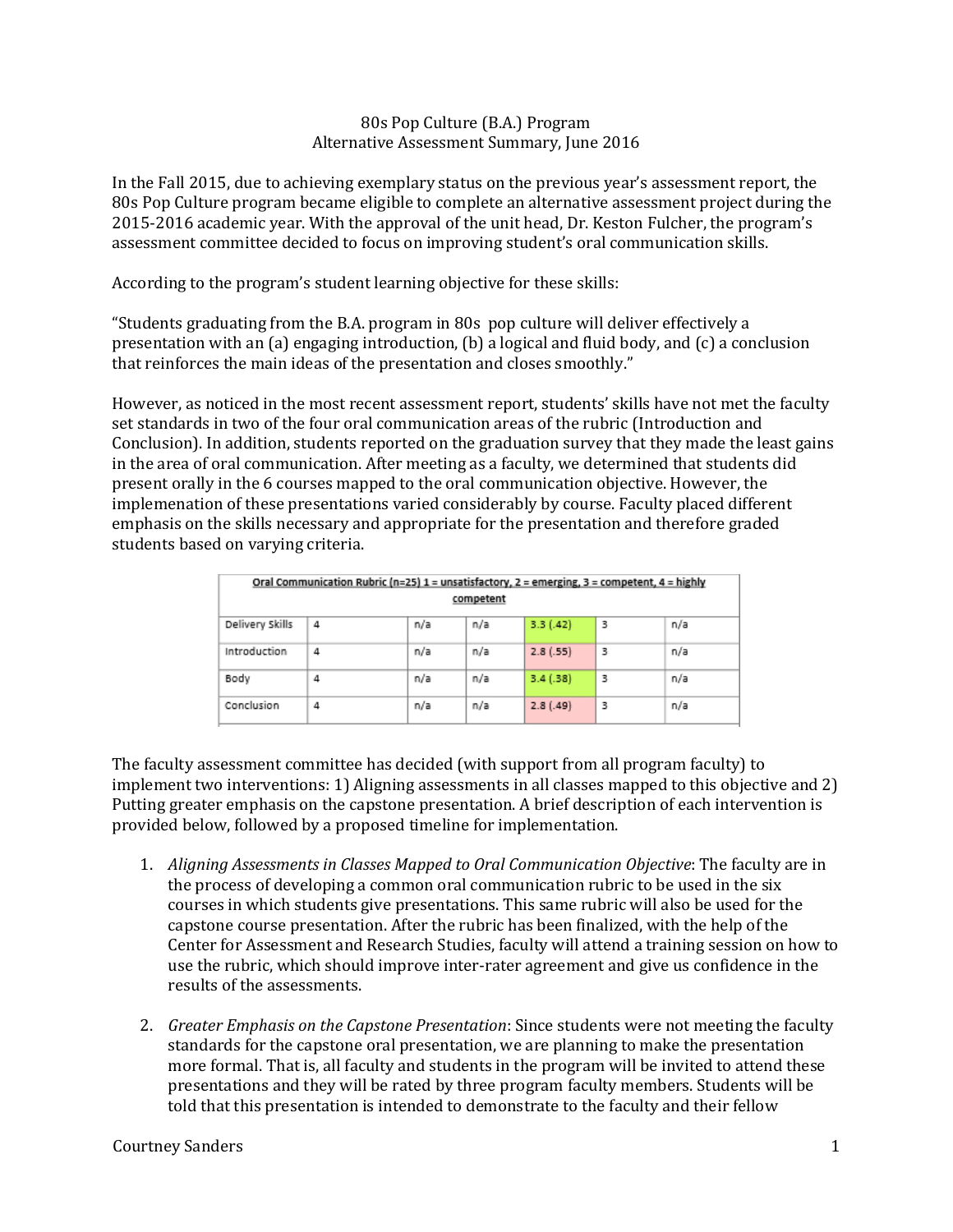80s Pop Culture (B.A.) Program
Alternative Assessment Summary, June 2016

In the Fall 2015, due to achieving exemplary status on the previous year's assessment report, the 80s Pop Culture program became eligible to complete an alternative assessment project during the 2015-2016 academic year. With the approval of the unit head, Dr. Keston Fulcher, the program's assessment committee decided to focus on improving student's oral communication skills.

According to the program's student learning objective for these skills:

"Students graduating from the B.A. program in 80s pop culture will deliver effectively a presentation with an (a) engaging introduction, (b) a logical and fluid body, and (c) a conclusion that reinforces the main ideas of the presentation and closes smoothly."

However, as noticed in the most recent assessment report, students' skills have not met the faculty set standards in two of the four oral communication areas of the rubric (Introduction and Conclusion). In addition, students reported on the graduation survey that they made the least gains in the area of oral communication. After meeting as a faculty, we determined that students did present orally in the 6 courses mapped to the oral communication objective. However, the implemenation of these presentations varied considerably by course. Faculty placed different emphasis on the skills necessary and appropriate for the presentation and therefore graded students based on varying criteria.

| Oral Communication Rubric (n=25) 1 = unsatisfactory, 2 = emerging, 3 = competent, 4 = highly competent | | | | | | |
|---|---|---|---|---|---|---|
| Delivery Skills | 4 | n/a | n/a | 3.3 (.42) | 3 | n/a |
| Introduction | 4 | n/a | n/a | 2.8 (.55) | 3 | n/a |
| Body | 4 | n/a | n/a | 3.4 (.38) | 3 | n/a |
| Conclusion | 4 | n/a | n/a | 2.8 (.49) | 3 | n/a |

The faculty assessment committee has decided (with support from all program faculty) to implement two interventions: 1) Aligning assessments in all classes mapped to this objective and 2) Putting greater emphasis on the capstone presentation. A brief description of each intervention is provided below, followed by a proposed timeline for implementation.

1. *Aligning Assessments in Classes Mapped to Oral Communication Objective*: The faculty are in the process of developing a common oral communication rubric to be used in the six courses in which students give presentations. This same rubric will also be used for the capstone course presentation. After the rubric has been finalized, with the help of the Center for Assessment and Research Studies, faculty will attend a training session on how to use the rubric, which should improve inter-rater agreement and give us confidence in the results of the assessments.

2. *Greater Emphasis on the Capstone Presentation*: Since students were not meeting the faculty standards for the capstone oral presentation, we are planning to make the presentation more formal. That is, all faculty and students in the program will be invited to attend these presentations and they will be rated by three program faculty members. Students will be told that this presentation is intended to demonstrate to the faculty and their fellow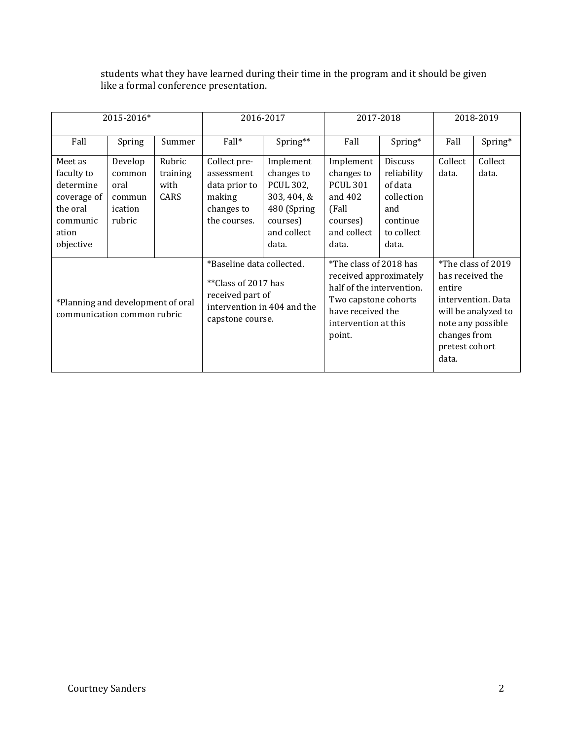students what they have learned during their time in the program and it should be given like a formal conference presentation.

| 2015-2016* | | | 2016-2017 | | 2017-2018 | | 2018-2019 | |
|---|---|---|---|---|---|---|---|---|
| Fall | Spring | Summer | Fall* | Spring** | Fall | Spring* | Fall | Spring* |
| Meet as faculty to determine coverage of the oral communication objective | Develop common oral communication rubric | Rubric training with CARS | Collect pre-assessment data prior to making changes to the courses. | Implement changes to PCUL 302, 303, 404, & 480 (Spring courses) and collect data. | Implement changes to PCUL 301 and 402 (Fall courses) and collect data. | Discuss reliability of data collection and continue to collect data. | Collect data. | Collect data. |
| *Planning and development of oral communication common rubric | | | *Baseline data collected.<br>**Class of 2017 has received part of intervention in 404 and the capstone course. | | *The class of 2018 has received approximately half of the intervention. Two capstone cohorts have received the intervention at this point. | | *The class of 2019 has received the entire intervention. Data will be analyzed to note any possible changes from pretest cohort data. | |